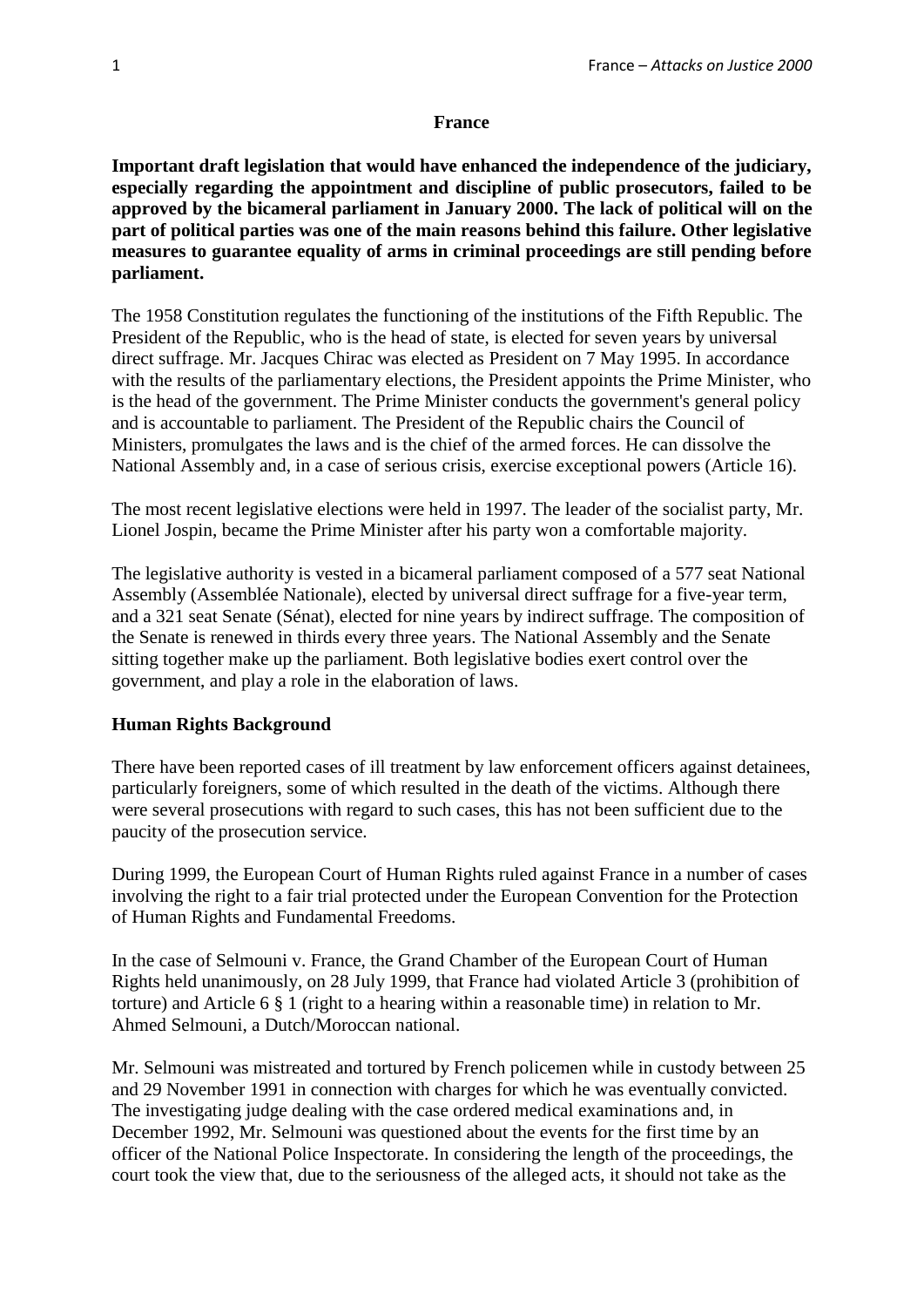# France

**Important draft legislation that would have enhanced the independence of the judiciary, especially regarding the appointment and discipline of public prosecutors, failed to be approved by the bicameral parliament in January 2000. The lack of political will on the part of political parties was one of the main reasons behind this failure. Other legislative measures to guarantee equality of arms in criminal proceedings are still pending before parliament.**

The 1958 Constitution regulates the functioning of the institutions of the Fifth Republic. The President of the Republic, who is the head of state, is elected for seven years by universal direct suffrage. Mr. Jacques Chirac was elected as President on 7 May 1995. In accordance with the results of the parliamentary elections, the President appoints the Prime Minister, who is the head of the government. The Prime Minister conducts the government's general policy and is accountable to parliament. The President of the Republic chairs the Council of Ministers, promulgates the laws and is the chief of the armed forces. He can dissolve the National Assembly and, in a case of serious crisis, exercise exceptional powers (Article 16).

The most recent legislative elections were held in 1997. The leader of the socialist party, Mr. Lionel Jospin, became the Prime Minister after his party won a comfortable majority.

The legislative authority is vested in a bicameral parliament composed of a 577 seat National Assembly (Assemblée Nationale), elected by universal direct suffrage for a five-year term, and a 321 seat Senate (Sénat), elected for nine years by indirect suffrage. The composition of the Senate is renewed in thirds every three years. The National Assembly and the Senate sitting together make up the parliament. Both legislative bodies exert control over the government, and play a role in the elaboration of laws.

## Human Rights Background

There have been reported cases of ill treatment by law enforcement officers against detainees, particularly foreigners, some of which resulted in the death of the victims. Although there were several prosecutions with regard to such cases, this has not been sufficient due to the paucity of the prosecution service.

During 1999, the European Court of Human Rights ruled against France in a number of cases involving the right to a fair trial protected under the European Convention for the Protection of Human Rights and Fundamental Freedoms.

In the case of Selmouni v. France, the Grand Chamber of the European Court of Human Rights held unanimously, on 28 July 1999, that France had violated Article 3 (prohibition of torture) and Article 6 § 1 (right to a hearing within a reasonable time) in relation to Mr. Ahmed Selmouni, a Dutch/Moroccan national.

Mr. Selmouni was mistreated and tortured by French policemen while in custody between 25 and 29 November 1991 in connection with charges for which he was eventually convicted. The investigating judge dealing with the case ordered medical examinations and, in December 1992, Mr. Selmouni was questioned about the events for the first time by an officer of the National Police Inspectorate. In considering the length of the proceedings, the court took the view that, due to the seriousness of the alleged acts, it should not take as the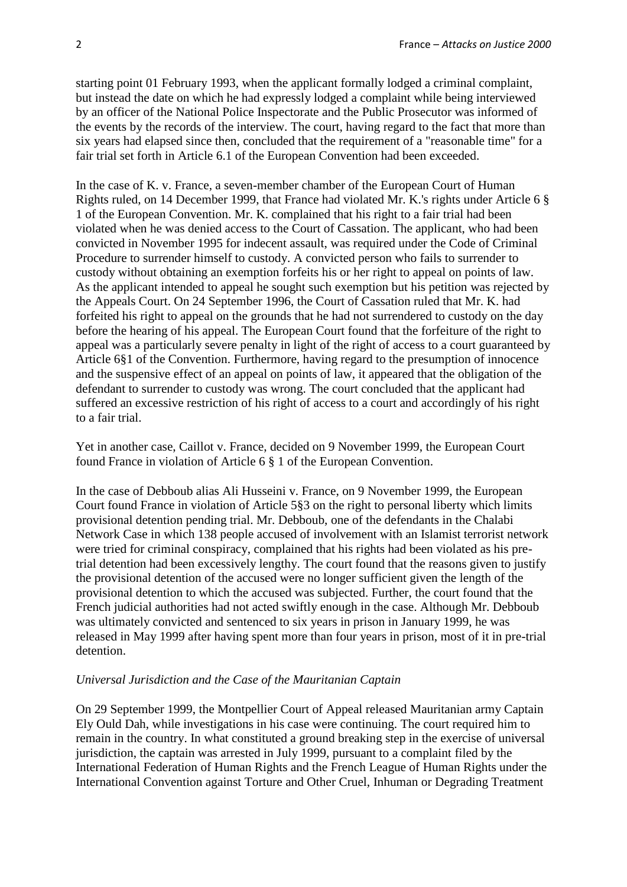starting point 01 February 1993, when the applicant formally lodged a criminal complaint, but instead the date on which he had expressly lodged a complaint while being interviewed by an officer of the National Police Inspectorate and the Public Prosecutor was informed of the events by the records of the interview. The court, having regard to the fact that more than six years had elapsed since then, concluded that the requirement of a "reasonable time" for a fair trial set forth in Article 6.1 of the European Convention had been exceeded.

In the case of K. v. France, a seven-member chamber of the European Court of Human Rights ruled, on 14 December 1999, that France had violated Mr. K.'s rights under Article 6 § 1 of the European Convention. Mr. K. complained that his right to a fair trial had been violated when he was denied access to the Court of Cassation. The applicant, who had been convicted in November 1995 for indecent assault, was required under the Code of Criminal Procedure to surrender himself to custody. A convicted person who fails to surrender to custody without obtaining an exemption forfeits his or her right to appeal on points of law. As the applicant intended to appeal he sought such exemption but his petition was rejected by the Appeals Court. On 24 September 1996, the Court of Cassation ruled that Mr. K. had forfeited his right to appeal on the grounds that he had not surrendered to custody on the day before the hearing of his appeal. The European Court found that the forfeiture of the right to appeal was a particularly severe penalty in light of the right of access to a court guaranteed by Article 6§1 of the Convention. Furthermore, having regard to the presumption of innocence and the suspensive effect of an appeal on points of law, it appeared that the obligation of the defendant to surrender to custody was wrong. The court concluded that the applicant had suffered an excessive restriction of his right of access to a court and accordingly of his right to a fair trial.

Yet in another case, Caillot v. France, decided on 9 November 1999, the European Court found France in violation of Article 6 § 1 of the European Convention.

In the case of Debboub alias Ali Husseini v. France, on 9 November 1999, the European Court found France in violation of Article 5§3 on the right to personal liberty which limits provisional detention pending trial. Mr. Debboub, one of the defendants in the Chalabi Network Case in which 138 people accused of involvement with an Islamist terrorist network were tried for criminal conspiracy, complained that his rights had been violated as his pre-trial detention had been excessively lengthy. The court found that the reasons given to justify the provisional detention of the accused were no longer sufficient given the length of the provisional detention to which the accused was subjected. Further, the court found that the French judicial authorities had not acted swiftly enough in the case. Although Mr. Debboub was ultimately convicted and sentenced to six years in prison in January 1999, he was released in May 1999 after having spent more than four years in prison, most of it in pre-trial detention.

*Universal Jurisdiction and the Case of the Mauritanian Captain*

On 29 September 1999, the Montpellier Court of Appeal released Mauritanian army Captain Ely Ould Dah, while investigations in his case were continuing. The court required him to remain in the country. In what constituted a ground breaking step in the exercise of universal jurisdiction, the captain was arrested in July 1999, pursuant to a complaint filed by the International Federation of Human Rights and the French League of Human Rights under the International Convention against Torture and Other Cruel, Inhuman or Degrading Treatment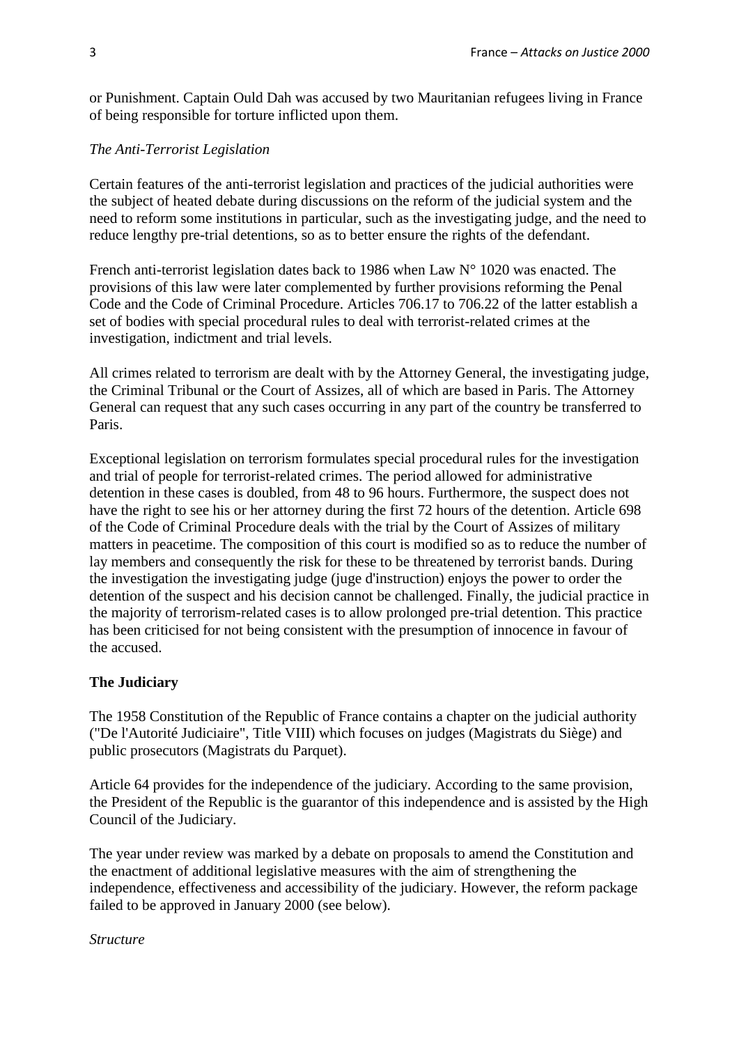or Punishment. Captain Ould Dah was accused by two Mauritanian refugees living in France of being responsible for torture inflicted upon them.

*The Anti-Terrorist Legislation*

Certain features of the anti-terrorist legislation and practices of the judicial authorities were the subject of heated debate during discussions on the reform of the judicial system and the need to reform some institutions in particular, such as the investigating judge, and the need to reduce lengthy pre-trial detentions, so as to better ensure the rights of the defendant.

French anti-terrorist legislation dates back to 1986 when Law N° 1020 was enacted. The provisions of this law were later complemented by further provisions reforming the Penal Code and the Code of Criminal Procedure. Articles 706.17 to 706.22 of the latter establish a set of bodies with special procedural rules to deal with terrorist-related crimes at the investigation, indictment and trial levels.

All crimes related to terrorism are dealt with by the Attorney General, the investigating judge, the Criminal Tribunal or the Court of Assizes, all of which are based in Paris. The Attorney General can request that any such cases occurring in any part of the country be transferred to Paris.

Exceptional legislation on terrorism formulates special procedural rules for the investigation and trial of people for terrorist-related crimes. The period allowed for administrative detention in these cases is doubled, from 48 to 96 hours. Furthermore, the suspect does not have the right to see his or her attorney during the first 72 hours of the detention. Article 698 of the Code of Criminal Procedure deals with the trial by the Court of Assizes of military matters in peacetime. The composition of this court is modified so as to reduce the number of lay members and consequently the risk for these to be threatened by terrorist bands. During the investigation the investigating judge (juge d'instruction) enjoys the power to order the detention of the suspect and his decision cannot be challenged. Finally, the judicial practice in the majority of terrorism-related cases is to allow prolonged pre-trial detention. This practice has been criticised for not being consistent with the presumption of innocence in favour of the accused.

**The Judiciary**

The 1958 Constitution of the Republic of France contains a chapter on the judicial authority ("De l'Autorité Judiciaire", Title VIII) which focuses on judges (Magistrats du Siège) and public prosecutors (Magistrats du Parquet).

Article 64 provides for the independence of the judiciary. According to the same provision, the President of the Republic is the guarantor of this independence and is assisted by the High Council of the Judiciary.

The year under review was marked by a debate on proposals to amend the Constitution and the enactment of additional legislative measures with the aim of strengthening the independence, effectiveness and accessibility of the judiciary. However, the reform package failed to be approved in January 2000 (see below).

*Structure*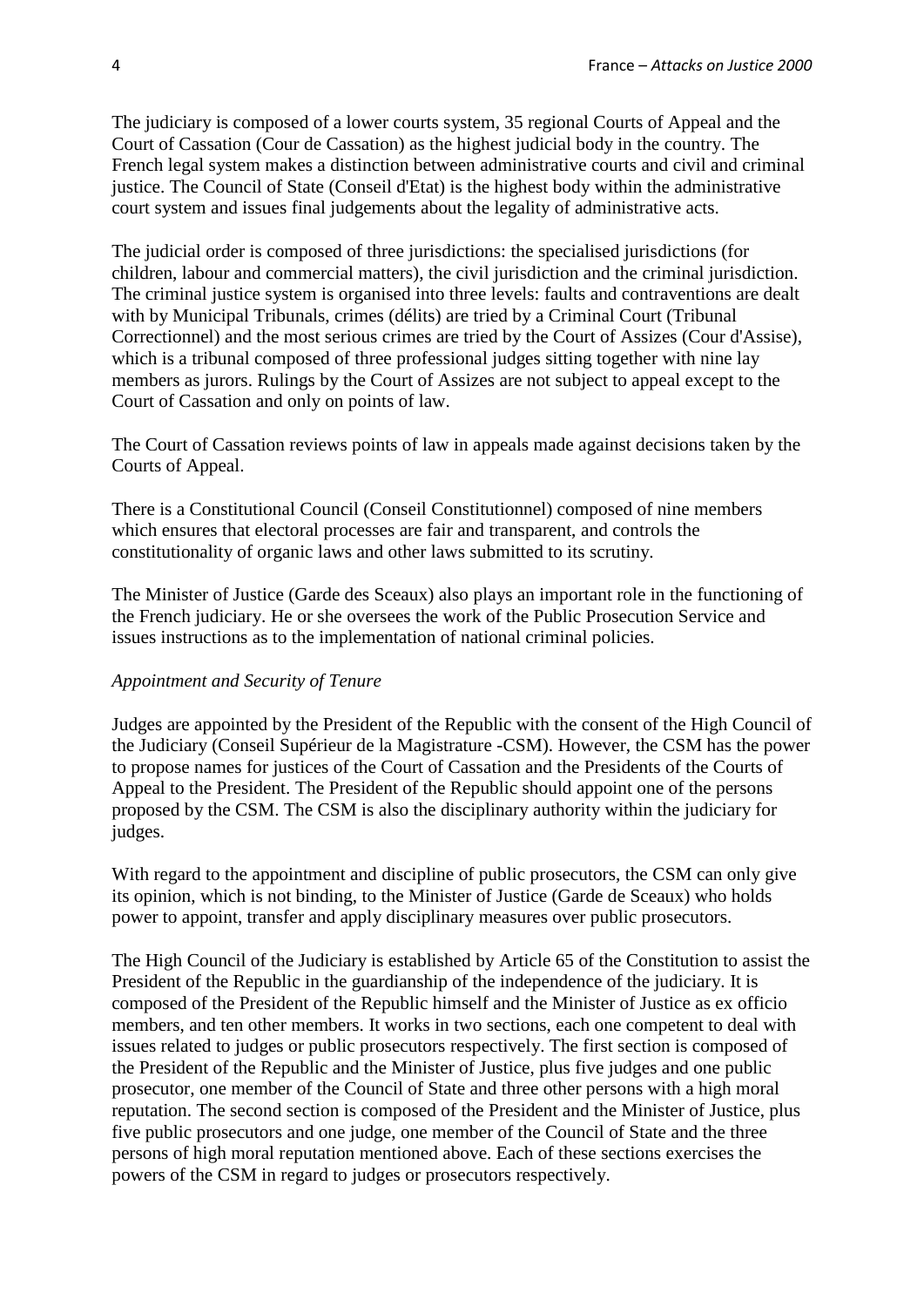The judiciary is composed of a lower courts system, 35 regional Courts of Appeal and the Court of Cassation (Cour de Cassation) as the highest judicial body in the country. The French legal system makes a distinction between administrative courts and civil and criminal justice. The Council of State (Conseil d'Etat) is the highest body within the administrative court system and issues final judgements about the legality of administrative acts.

The judicial order is composed of three jurisdictions: the specialised jurisdictions (for children, labour and commercial matters), the civil jurisdiction and the criminal jurisdiction. The criminal justice system is organised into three levels: faults and contraventions are dealt with by Municipal Tribunals, crimes (délits) are tried by a Criminal Court (Tribunal Correctionnel) and the most serious crimes are tried by the Court of Assizes (Cour d'Assise), which is a tribunal composed of three professional judges sitting together with nine lay members as jurors. Rulings by the Court of Assizes are not subject to appeal except to the Court of Cassation and only on points of law.

The Court of Cassation reviews points of law in appeals made against decisions taken by the Courts of Appeal.

There is a Constitutional Council (Conseil Constitutionnel) composed of nine members which ensures that electoral processes are fair and transparent, and controls the constitutionality of organic laws and other laws submitted to its scrutiny.

The Minister of Justice (Garde des Sceaux) also plays an important role in the functioning of the French judiciary. He or she oversees the work of the Public Prosecution Service and issues instructions as to the implementation of national criminal policies.

*Appointment and Security of Tenure*

Judges are appointed by the President of the Republic with the consent of the High Council of the Judiciary (Conseil Supérieur de la Magistrature -CSM). However, the CSM has the power to propose names for justices of the Court of Cassation and the Presidents of the Courts of Appeal to the President. The President of the Republic should appoint one of the persons proposed by the CSM. The CSM is also the disciplinary authority within the judiciary for judges.

With regard to the appointment and discipline of public prosecutors, the CSM can only give its opinion, which is not binding, to the Minister of Justice (Garde de Sceaux) who holds power to appoint, transfer and apply disciplinary measures over public prosecutors.

The High Council of the Judiciary is established by Article 65 of the Constitution to assist the President of the Republic in the guardianship of the independence of the judiciary. It is composed of the President of the Republic himself and the Minister of Justice as ex officio members, and ten other members. It works in two sections, each one competent to deal with issues related to judges or public prosecutors respectively. The first section is composed of the President of the Republic and the Minister of Justice, plus five judges and one public prosecutor, one member of the Council of State and three other persons with a high moral reputation. The second section is composed of the President and the Minister of Justice, plus five public prosecutors and one judge, one member of the Council of State and the three persons of high moral reputation mentioned above. Each of these sections exercises the powers of the CSM in regard to judges or prosecutors respectively.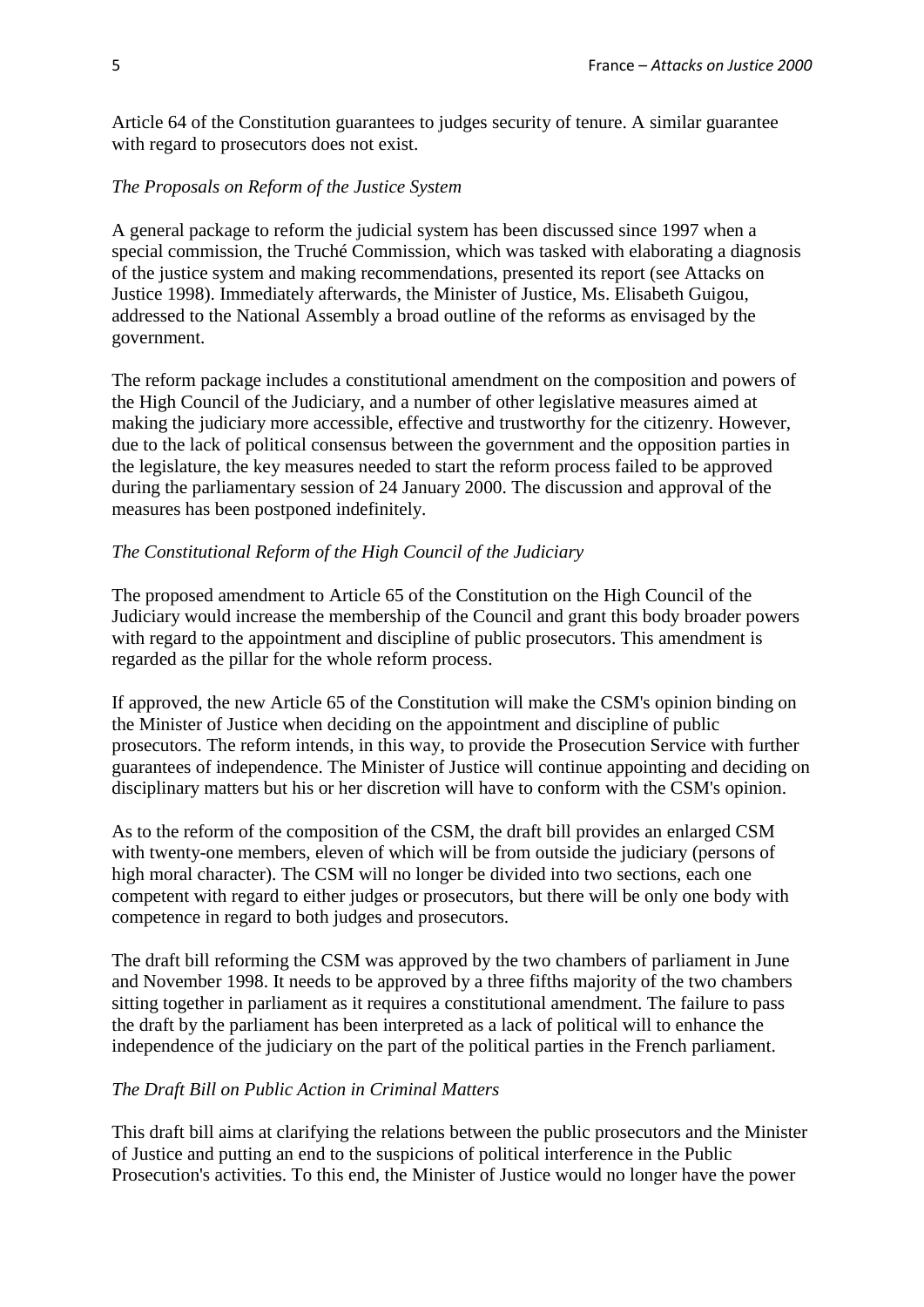Article 64 of the Constitution guarantees to judges security of tenure. A similar guarantee with regard to prosecutors does not exist.

*The Proposals on Reform of the Justice System*

A general package to reform the judicial system has been discussed since 1997 when a special commission, the Truché Commission, which was tasked with elaborating a diagnosis of the justice system and making recommendations, presented its report (see Attacks on Justice 1998). Immediately afterwards, the Minister of Justice, Ms. Elisabeth Guigou, addressed to the National Assembly a broad outline of the reforms as envisaged by the government.

The reform package includes a constitutional amendment on the composition and powers of the High Council of the Judiciary, and a number of other legislative measures aimed at making the judiciary more accessible, effective and trustworthy for the citizenry. However, due to the lack of political consensus between the government and the opposition parties in the legislature, the key measures needed to start the reform process failed to be approved during the parliamentary session of 24 January 2000. The discussion and approval of the measures has been postponed indefinitely.

*The Constitutional Reform of the High Council of the Judiciary*

The proposed amendment to Article 65 of the Constitution on the High Council of the Judiciary would increase the membership of the Council and grant this body broader powers with regard to the appointment and discipline of public prosecutors. This amendment is regarded as the pillar for the whole reform process.

If approved, the new Article 65 of the Constitution will make the CSM's opinion binding on the Minister of Justice when deciding on the appointment and discipline of public prosecutors. The reform intends, in this way, to provide the Prosecution Service with further guarantees of independence. The Minister of Justice will continue appointing and deciding on disciplinary matters but his or her discretion will have to conform with the CSM's opinion.

As to the reform of the composition of the CSM, the draft bill provides an enlarged CSM with twenty-one members, eleven of which will be from outside the judiciary (persons of high moral character). The CSM will no longer be divided into two sections, each one competent with regard to either judges or prosecutors, but there will be only one body with competence in regard to both judges and prosecutors.

The draft bill reforming the CSM was approved by the two chambers of parliament in June and November 1998. It needs to be approved by a three fifths majority of the two chambers sitting together in parliament as it requires a constitutional amendment. The failure to pass the draft by the parliament has been interpreted as a lack of political will to enhance the independence of the judiciary on the part of the political parties in the French parliament.

*The Draft Bill on Public Action in Criminal Matters*

This draft bill aims at clarifying the relations between the public prosecutors and the Minister of Justice and putting an end to the suspicions of political interference in the Public Prosecution's activities. To this end, the Minister of Justice would no longer have the power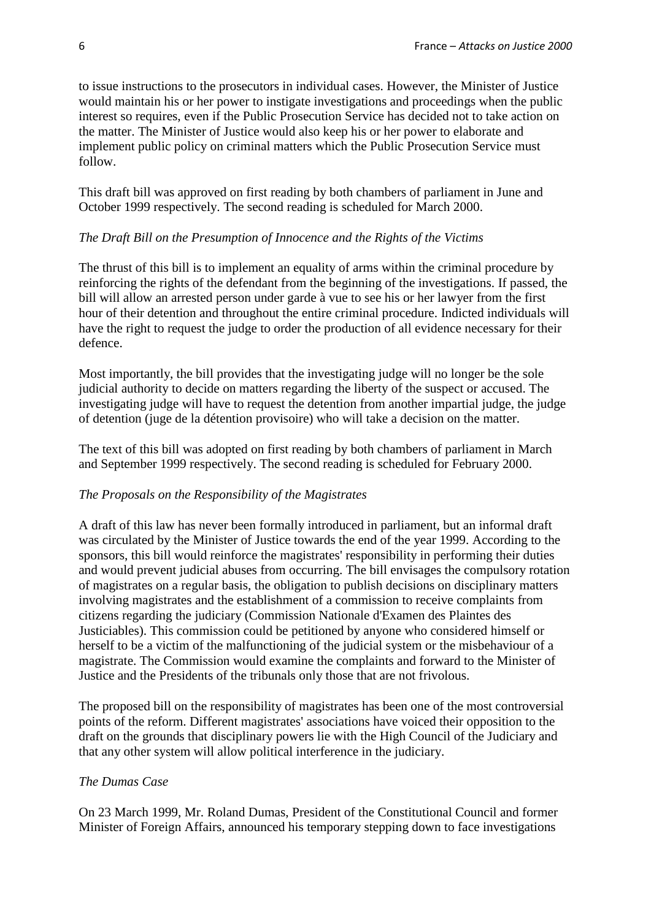to issue instructions to the prosecutors in individual cases. However, the Minister of Justice would maintain his or her power to instigate investigations and proceedings when the public interest so requires, even if the Public Prosecution Service has decided not to take action on the matter. The Minister of Justice would also keep his or her power to elaborate and implement public policy on criminal matters which the Public Prosecution Service must follow.

This draft bill was approved on first reading by both chambers of parliament in June and October 1999 respectively. The second reading is scheduled for March 2000.

*The Draft Bill on the Presumption of Innocence and the Rights of the Victims*

The thrust of this bill is to implement an equality of arms within the criminal procedure by reinforcing the rights of the defendant from the beginning of the investigations. If passed, the bill will allow an arrested person under garde à vue to see his or her lawyer from the first hour of their detention and throughout the entire criminal procedure. Indicted individuals will have the right to request the judge to order the production of all evidence necessary for their defence.

Most importantly, the bill provides that the investigating judge will no longer be the sole judicial authority to decide on matters regarding the liberty of the suspect or accused. The investigating judge will have to request the detention from another impartial judge, the judge of detention (juge de la détention provisoire) who will take a decision on the matter.

The text of this bill was adopted on first reading by both chambers of parliament in March and September 1999 respectively. The second reading is scheduled for February 2000.

*The Proposals on the Responsibility of the Magistrates*

A draft of this law has never been formally introduced in parliament, but an informal draft was circulated by the Minister of Justice towards the end of the year 1999. According to the sponsors, this bill would reinforce the magistrates' responsibility in performing their duties and would prevent judicial abuses from occurring. The bill envisages the compulsory rotation of magistrates on a regular basis, the obligation to publish decisions on disciplinary matters involving magistrates and the establishment of a commission to receive complaints from citizens regarding the judiciary (Commission Nationale d'Examen des Plaintes des Justiciables). This commission could be petitioned by anyone who considered himself or herself to be a victim of the malfunctioning of the judicial system or the misbehaviour of a magistrate. The Commission would examine the complaints and forward to the Minister of Justice and the Presidents of the tribunals only those that are not frivolous.

The proposed bill on the responsibility of magistrates has been one of the most controversial points of the reform. Different magistrates' associations have voiced their opposition to the draft on the grounds that disciplinary powers lie with the High Council of the Judiciary and that any other system will allow political interference in the judiciary.

*The Dumas Case*

On 23 March 1999, Mr. Roland Dumas, President of the Constitutional Council and former Minister of Foreign Affairs, announced his temporary stepping down to face investigations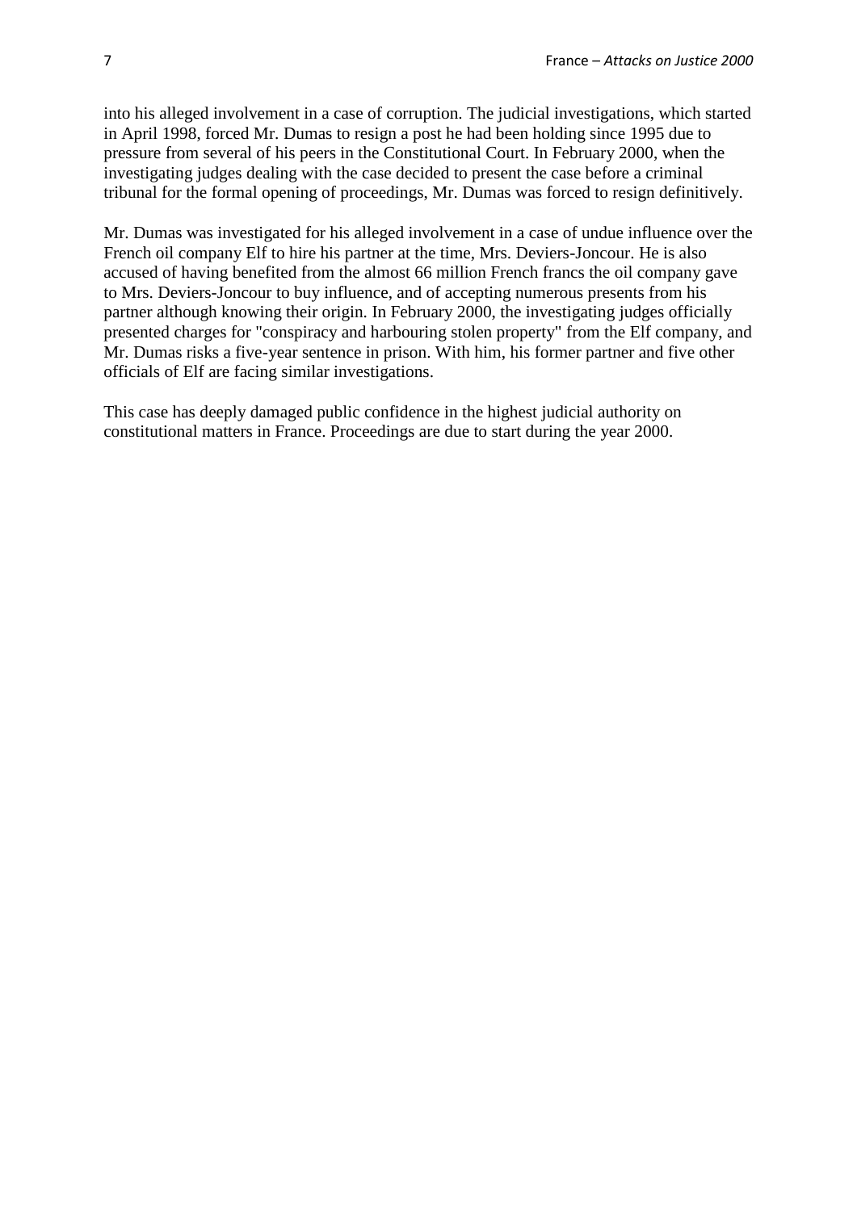into his alleged involvement in a case of corruption. The judicial investigations, which started in April 1998, forced Mr. Dumas to resign a post he had been holding since 1995 due to pressure from several of his peers in the Constitutional Court. In February 2000, when the investigating judges dealing with the case decided to present the case before a criminal tribunal for the formal opening of proceedings, Mr. Dumas was forced to resign definitively.

Mr. Dumas was investigated for his alleged involvement in a case of undue influence over the French oil company Elf to hire his partner at the time, Mrs. Deviers-Joncour. He is also accused of having benefited from the almost 66 million French francs the oil company gave to Mrs. Deviers-Joncour to buy influence, and of accepting numerous presents from his partner although knowing their origin. In February 2000, the investigating judges officially presented charges for "conspiracy and harbouring stolen property" from the Elf company, and Mr. Dumas risks a five-year sentence in prison. With him, his former partner and five other officials of Elf are facing similar investigations.

This case has deeply damaged public confidence in the highest judicial authority on constitutional matters in France. Proceedings are due to start during the year 2000.